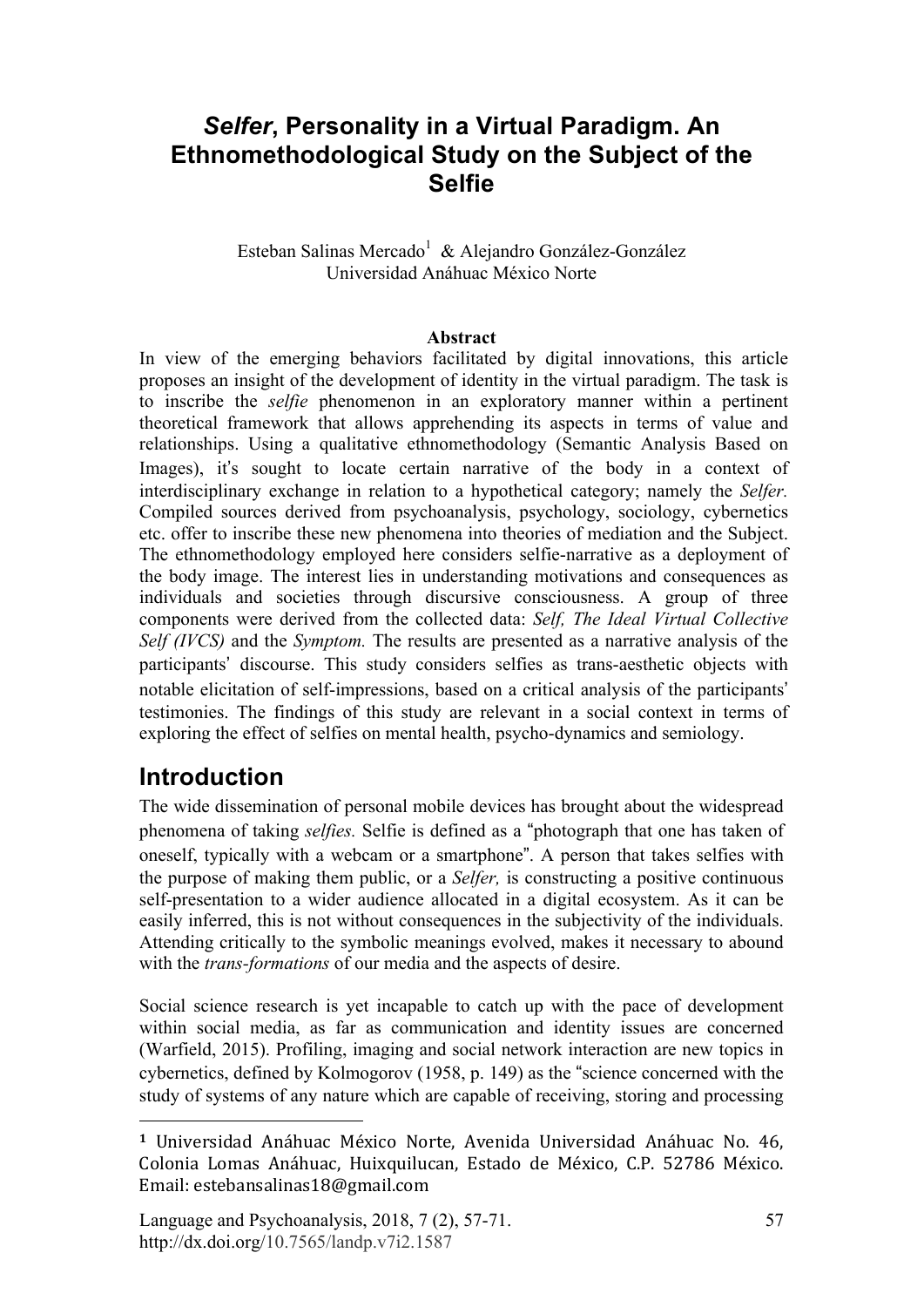# *Selfer*, Personality in a Virtual Paradigm. An Ethnomethodological Study on the Subject of the Selfie

Esteban Salinas Mercado[1] & Alejandro González-González
Universidad Anáhuac México Norte

**Abstract**

In view of the emerging behaviors facilitated by digital innovations, this article proposes an insight of the development of identity in the virtual paradigm. The task is to inscribe the *selfie* phenomenon in an exploratory manner within a pertinent theoretical framework that allows apprehending its aspects in terms of value and relationships. Using a qualitative ethnomethodology (Semantic Analysis Based on Images), it's sought to locate certain narrative of the body in a context of interdisciplinary exchange in relation to a hypothetical category; namely the *Selfer.* Compiled sources derived from psychoanalysis, psychology, sociology, cybernetics etc. offer to inscribe these new phenomena into theories of mediation and the Subject. The ethnomethodology employed here considers selfie-narrative as a deployment of the body image. The interest lies in understanding motivations and consequences as individuals and societies through discursive consciousness. A group of three components were derived from the collected data: *Self, The Ideal Virtual Collective Self (IVCS)* and the *Symptom.* The results are presented as a narrative analysis of the participants' discourse. This study considers selfies as trans-aesthetic objects with notable elicitation of self-impressions, based on a critical analysis of the participants' testimonies. The findings of this study are relevant in a social context in terms of exploring the effect of selfies on mental health, psycho-dynamics and semiology.

## Introduction

The wide dissemination of personal mobile devices has brought about the widespread phenomena of taking *selfies.* Selfie is defined as a "photograph that one has taken of oneself, typically with a webcam or a smartphone". A person that takes selfies with the purpose of making them public, or a *Selfer,* is constructing a positive continuous self-presentation to a wider audience allocated in a digital ecosystem. As it can be easily inferred, this is not without consequences in the subjectivity of the individuals. Attending critically to the symbolic meanings evolved, makes it necessary to abound with the *trans-formations* of our media and the aspects of desire.

Social science research is yet incapable to catch up with the pace of development within social media, as far as communication and identity issues are concerned (Warfield, 2015). Profiling, imaging and social network interaction are new topics in cybernetics, defined by Kolmogorov (1958, p. 149) as the "science concerned with the study of systems of any nature which are capable of receiving, storing and processing

---

[1] Universidad Anáhuac México Norte, Avenida Universidad Anáhuac No. 46, Colonia Lomas Anáhuac, Huixquilucan, Estado de México, C.P. 52786 México. Email: estebansalinas18@gmail.com

http://dx.doi.org/10.7565/landp.v7i2.1587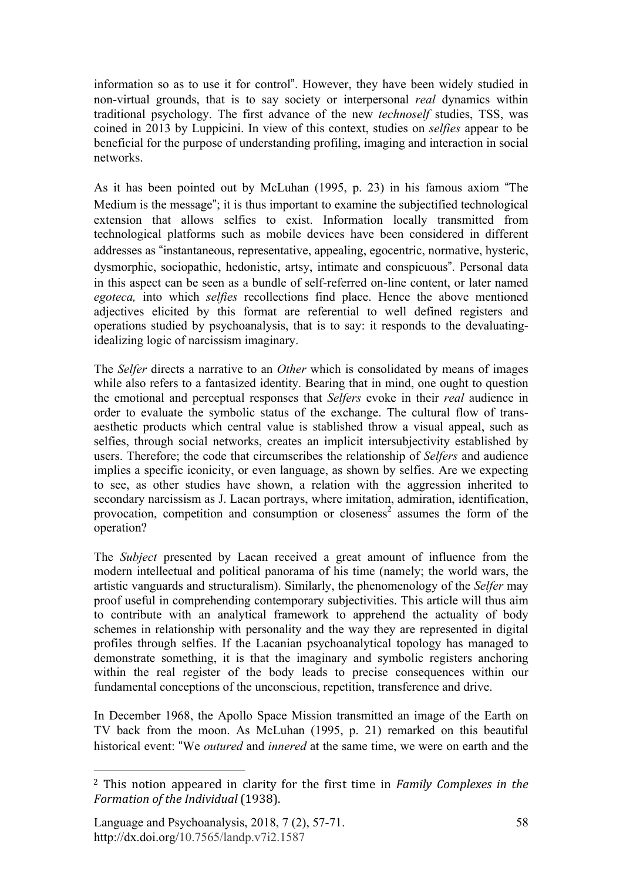information so as to use it for control". However, they have been widely studied in non-virtual grounds, that is to say society or interpersonal *real* dynamics within traditional psychology. The first advance of the new *technoself* studies, TSS, was coined in 2013 by Luppicini. In view of this context, studies on *selfies* appear to be beneficial for the purpose of understanding profiling, imaging and interaction in social networks.

As it has been pointed out by McLuhan (1995, p. 23) in his famous axiom "The Medium is the message"; it is thus important to examine the subjectified technological extension that allows selfies to exist. Information locally transmitted from technological platforms such as mobile devices have been considered in different addresses as "instantaneous, representative, appealing, egocentric, normative, hysteric, dysmorphic, sociopathic, hedonistic, artsy, intimate and conspicuous". Personal data in this aspect can be seen as a bundle of self-referred on-line content, or later named *egoteca,* into which *selfies* recollections find place. Hence the above mentioned adjectives elicited by this format are referential to well defined registers and operations studied by psychoanalysis, that is to say: it responds to the devaluating-idealizing logic of narcissism imaginary.

The *Selfer* directs a narrative to an *Other* which is consolidated by means of images while also refers to a fantasized identity. Bearing that in mind, one ought to question the emotional and perceptual responses that *Selfers* evoke in their *real* audience in order to evaluate the symbolic status of the exchange. The cultural flow of trans-aesthetic products which central value is stablished throw a visual appeal, such as selfies, through social networks, creates an implicit intersubjectivity established by users. Therefore; the code that circumscribes the relationship of *Selfers* and audience implies a specific iconicity, or even language, as shown by selfies. Are we expecting to see, as other studies have shown, a relation with the aggression inherited to secondary narcissism as J. Lacan portrays, where imitation, admiration, identification, provocation, competition and consumption or closeness[2] assumes the form of the operation?

The *Subject* presented by Lacan received a great amount of influence from the modern intellectual and political panorama of his time (namely; the world wars, the artistic vanguards and structuralism). Similarly, the phenomenology of the *Selfer* may proof useful in comprehending contemporary subjectivities. This article will thus aim to contribute with an analytical framework to apprehend the actuality of body schemes in relationship with personality and the way they are represented in digital profiles through selfies. If the Lacanian psychoanalytical topology has managed to demonstrate something, it is that the imaginary and symbolic registers anchoring within the real register of the body leads to precise consequences within our fundamental conceptions of the unconscious, repetition, transference and drive.

In December 1968, the Apollo Space Mission transmitted an image of the Earth on TV back from the moon. As McLuhan (1995, p. 21) remarked on this beautiful historical event: "We *outured* and *innered* at the same time, we were on earth and the

---

[2] This notion appeared in clarity for the first time in *Family Complexes in the Formation of the Individual* (1938).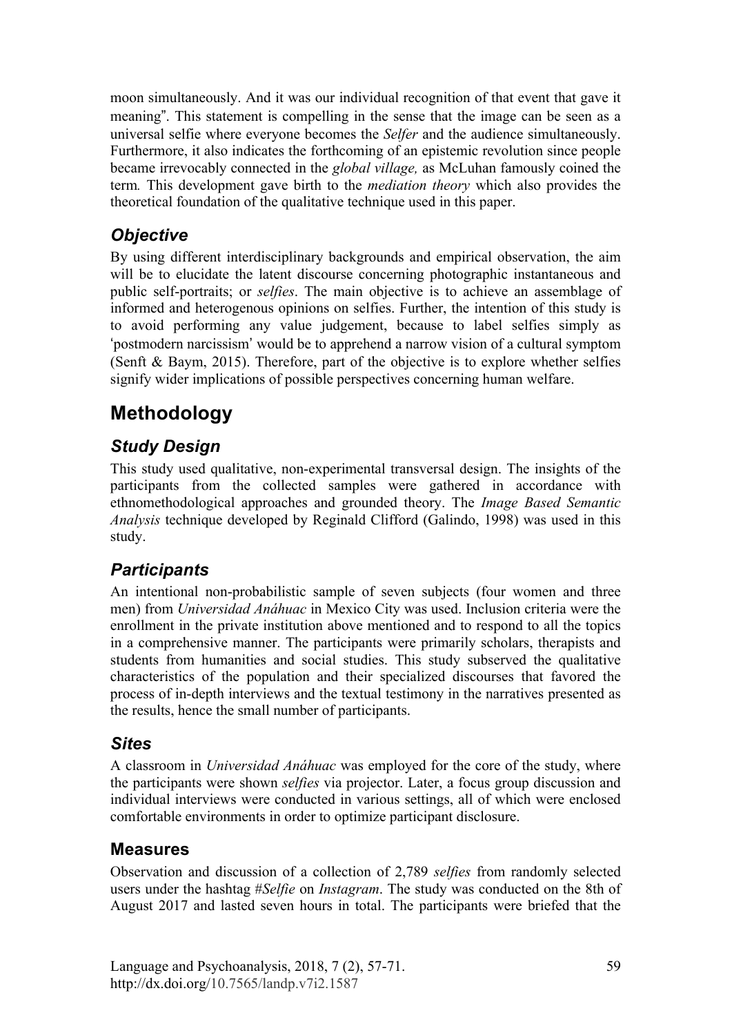moon simultaneously. And it was our individual recognition of that event that gave it meaning". This statement is compelling in the sense that the image can be seen as a universal selfie where everyone becomes the *Selfer* and the audience simultaneously. Furthermore, it also indicates the forthcoming of an epistemic revolution since people became irrevocably connected in the *global village,* as McLuhan famously coined the term*.* This development gave birth to the *mediation theory* which also provides the theoretical foundation of the qualitative technique used in this paper.

### *Objective*

By using different interdisciplinary backgrounds and empirical observation, the aim will be to elucidate the latent discourse concerning photographic instantaneous and public self-portraits; or *selfies*. The main objective is to achieve an assemblage of informed and heterogenous opinions on selfies. Further, the intention of this study is to avoid performing any value judgement, because to label selfies simply as 'postmodern narcissism' would be to apprehend a narrow vision of a cultural symptom (Senft & Baym, 2015). Therefore, part of the objective is to explore whether selfies signify wider implications of possible perspectives concerning human welfare.

## Methodology

### *Study Design*

This study used qualitative, non-experimental transversal design. The insights of the participants from the collected samples were gathered in accordance with ethnomethodological approaches and grounded theory. The *Image Based Semantic Analysis* technique developed by Reginald Clifford (Galindo, 1998) was used in this study.

### *Participants*

An intentional non-probabilistic sample of seven subjects (four women and three men) from *Universidad Anáhuac* in Mexico City was used. Inclusion criteria were the enrollment in the private institution above mentioned and to respond to all the topics in a comprehensive manner. The participants were primarily scholars, therapists and students from humanities and social studies. This study subserved the qualitative characteristics of the population and their specialized discourses that favored the process of in-depth interviews and the textual testimony in the narratives presented as the results, hence the small number of participants.

### *Sites*

A classroom in *Universidad Anáhuac* was employed for the core of the study, where the participants were shown *selfies* via projector. Later, a focus group discussion and individual interviews were conducted in various settings, all of which were enclosed comfortable environments in order to optimize participant disclosure.

### Measures

Observation and discussion of a collection of 2,789 *selfies* from randomly selected users under the hashtag #*Selfie* on *Instagram*. The study was conducted on the 8th of August 2017 and lasted seven hours in total. The participants were briefed that the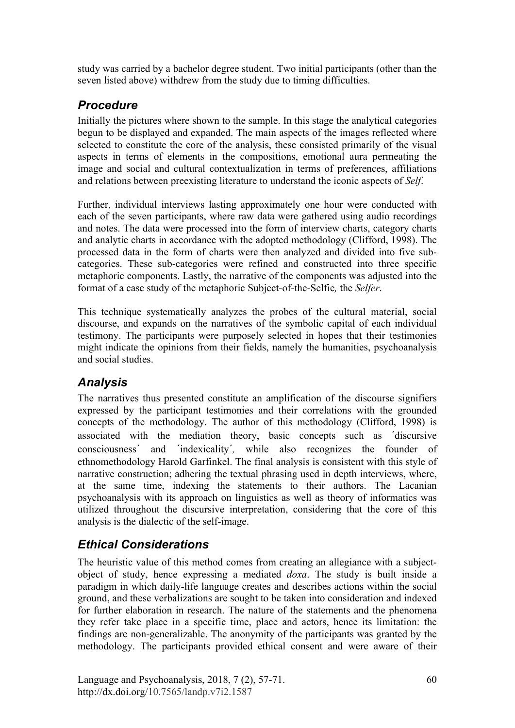study was carried by a bachelor degree student. Two initial participants (other than the seven listed above) withdrew from the study due to timing difficulties.

### *Procedure*

Initially the pictures where shown to the sample. In this stage the analytical categories begun to be displayed and expanded. The main aspects of the images reflected where selected to constitute the core of the analysis, these consisted primarily of the visual aspects in terms of elements in the compositions, emotional aura permeating the image and social and cultural contextualization in terms of preferences, affiliations and relations between preexisting literature to understand the iconic aspects of *Self*.

Further, individual interviews lasting approximately one hour were conducted with each of the seven participants, where raw data were gathered using audio recordings and notes. The data were processed into the form of interview charts, category charts and analytic charts in accordance with the adopted methodology (Clifford, 1998). The processed data in the form of charts were then analyzed and divided into five sub-categories. These sub-categories were refined and constructed into three specific metaphoric components. Lastly, the narrative of the components was adjusted into the format of a case study of the metaphoric Subject-of-the-Selfie*,* the *Selfer*.

This technique systematically analyzes the probes of the cultural material, social discourse, and expands on the narratives of the symbolic capital of each individual testimony. The participants were purposely selected in hopes that their testimonies might indicate the opinions from their fields, namely the humanities, psychoanalysis and social studies.

### *Analysis*

The narratives thus presented constitute an amplification of the discourse signifiers expressed by the participant testimonies and their correlations with the grounded concepts of the methodology. The author of this methodology (Clifford, 1998) is associated with the mediation theory, basic concepts such as ´discursive consciousness´ and ´indexicality´, while also recognizes the founder of ethnomethodology Harold Garfinkel. The final analysis is consistent with this style of narrative construction; adhering the textual phrasing used in depth interviews, where, at the same time, indexing the statements to their authors. The Lacanian psychoanalysis with its approach on linguistics as well as theory of informatics was utilized throughout the discursive interpretation, considering that the core of this analysis is the dialectic of the self-image.

### *Ethical Considerations*

The heuristic value of this method comes from creating an allegiance with a subject-object of study, hence expressing a mediated *doxa*. The study is built inside a paradigm in which daily-life language creates and describes actions within the social ground, and these verbalizations are sought to be taken into consideration and indexed for further elaboration in research. The nature of the statements and the phenomena they refer take place in a specific time, place and actors, hence its limitation: the findings are non-generalizable. The anonymity of the participants was granted by the methodology. The participants provided ethical consent and were aware of their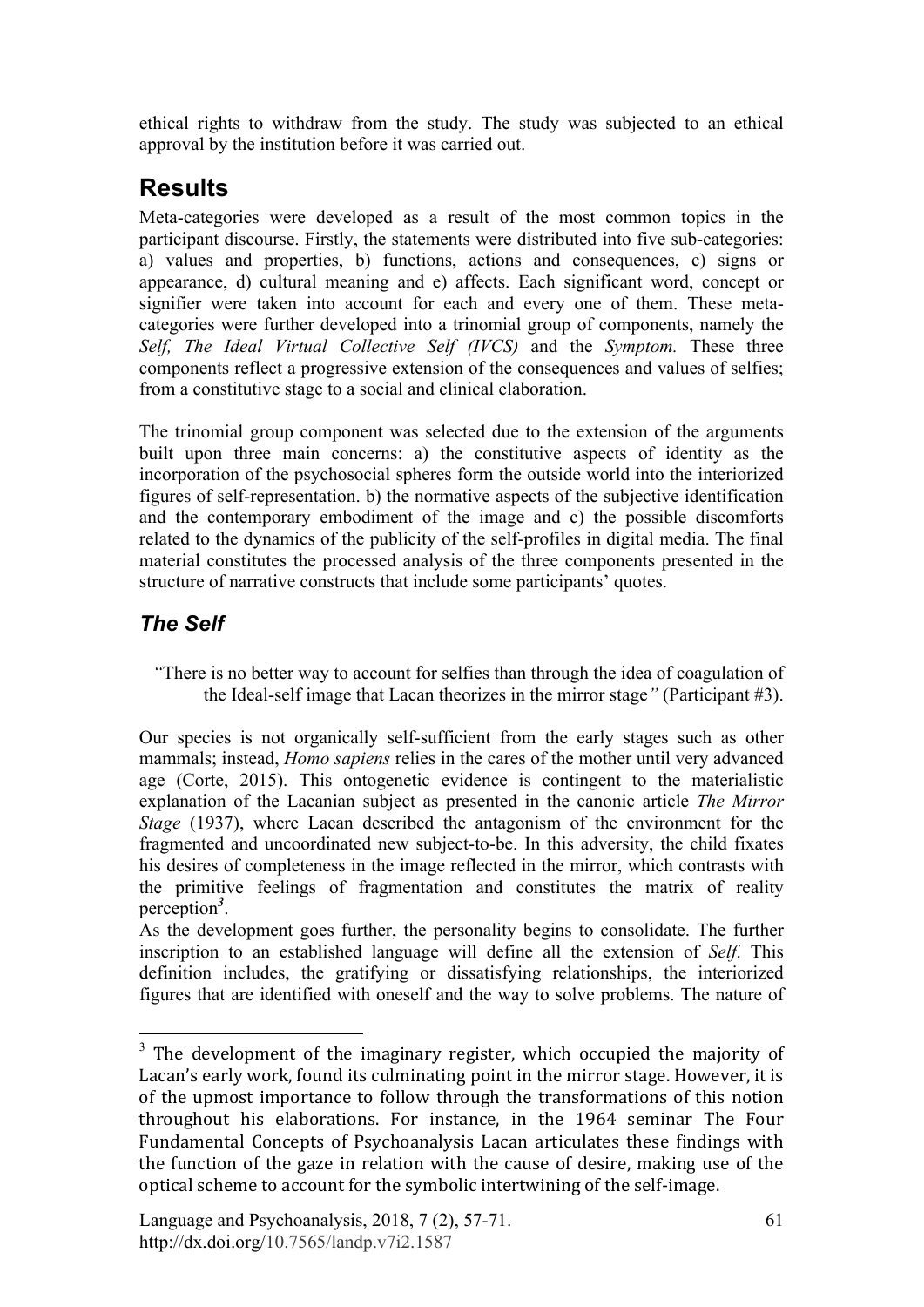ethical rights to withdraw from the study. The study was subjected to an ethical approval by the institution before it was carried out.

# Results

Meta-categories were developed as a result of the most common topics in the participant discourse. Firstly, the statements were distributed into five sub-categories: a) values and properties, b) functions, actions and consequences, c) signs or appearance, d) cultural meaning and e) affects. Each significant word, concept or signifier were taken into account for each and every one of them. These meta-categories were further developed into a trinomial group of components, namely the *Self, The Ideal Virtual Collective Self (IVCS)* and the *Symptom.* These three components reflect a progressive extension of the consequences and values of selfies; from a constitutive stage to a social and clinical elaboration.

The trinomial group component was selected due to the extension of the arguments built upon three main concerns: a) the constitutive aspects of identity as the incorporation of the psychosocial spheres form the outside world into the interiorized figures of self-representation. b) the normative aspects of the subjective identification and the contemporary embodiment of the image and c) the possible discomforts related to the dynamics of the publicity of the self-profiles in digital media. The final material constitutes the processed analysis of the three components presented in the structure of narrative constructs that include some participants' quotes.

## *The Self*

> *"*There is no better way to account for selfies than through the idea of coagulation of the Ideal-self image that Lacan theorizes in the mirror stage*"* (Participant #3).

Our species is not organically self-sufficient from the early stages such as other mammals; instead, *Homo sapiens* relies in the cares of the mother until very advanced age (Corte, 2015). This ontogenetic evidence is contingent to the materialistic explanation of the Lacanian subject as presented in the canonic article *The Mirror Stage* (1937), where Lacan described the antagonism of the environment for the fragmented and uncoordinated new subject-to-be. In this adversity, the child fixates his desires of completeness in the image reflected in the mirror, which contrasts with the primitive feelings of fragmentation and constitutes the matrix of reality perception[3].

As the development goes further, the personality begins to consolidate. The further inscription to an established language will define all the extension of *Self*. This definition includes, the gratifying or dissatisfying relationships, the interiorized figures that are identified with oneself and the way to solve problems. The nature of

[3] The development of the imaginary register, which occupied the majority of Lacan's early work, found its culminating point in the mirror stage. However, it is of the upmost importance to follow through the transformations of this notion throughout his elaborations. For instance, in the 1964 seminar The Four Fundamental Concepts of Psychoanalysis Lacan articulates these findings with the function of the gaze in relation with the cause of desire, making use of the optical scheme to account for the symbolic intertwining of the self-image.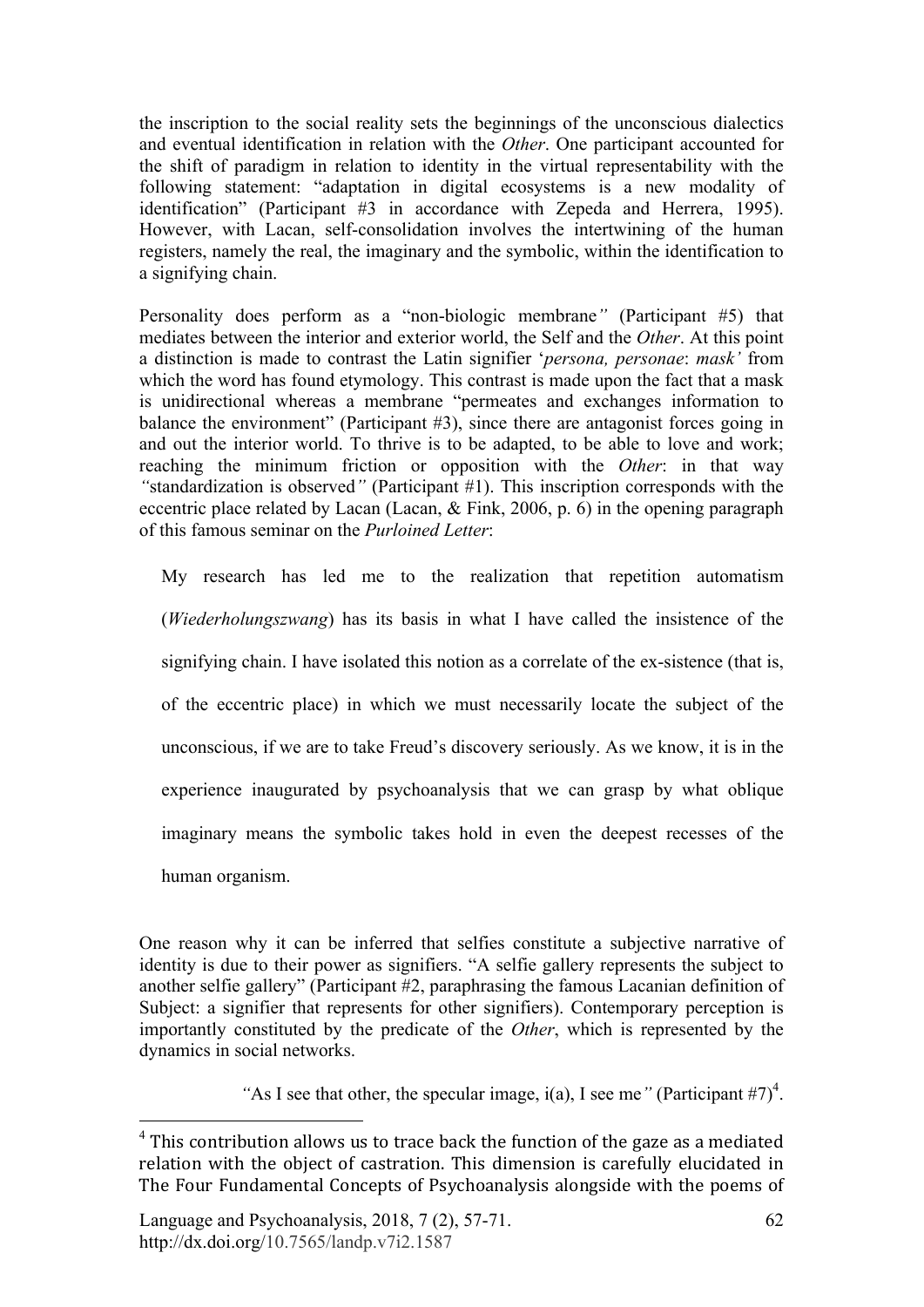the inscription to the social reality sets the beginnings of the unconscious dialectics and eventual identification in relation with the *Other*. One participant accounted for the shift of paradigm in relation to identity in the virtual representability with the following statement: "adaptation in digital ecosystems is a new modality of identification" (Participant #3 in accordance with Zepeda and Herrera, 1995). However, with Lacan, self-consolidation involves the intertwining of the human registers, namely the real, the imaginary and the symbolic, within the identification to a signifying chain.

Personality does perform as a "non-biologic membrane*"* (Participant #5) that mediates between the interior and exterior world, the Self and the *Other*. At this point a distinction is made to contrast the Latin signifier '*persona, personae*: *mask'* from which the word has found etymology. This contrast is made upon the fact that a mask is unidirectional whereas a membrane "permeates and exchanges information to balance the environment" (Participant #3), since there are antagonist forces going in and out the interior world. To thrive is to be adapted, to be able to love and work; reaching the minimum friction or opposition with the *Other*: in that way *"*standardization is observed*"* (Participant #1). This inscription corresponds with the eccentric place related by Lacan (Lacan, & Fink, 2006, p. 6) in the opening paragraph of this famous seminar on the *Purloined Letter*:

> My research has led me to the realization that repetition automatism (*Wiederholungszwang*) has its basis in what I have called the insistence of the signifying chain. I have isolated this notion as a correlate of the ex-sistence (that is, of the eccentric place) in which we must necessarily locate the subject of the unconscious, if we are to take Freud's discovery seriously. As we know, it is in the experience inaugurated by psychoanalysis that we can grasp by what oblique imaginary means the symbolic takes hold in even the deepest recesses of the human organism.

One reason why it can be inferred that selfies constitute a subjective narrative of identity is due to their power as signifiers. "A selfie gallery represents the subject to another selfie gallery" (Participant #2, paraphrasing the famous Lacanian definition of Subject: a signifier that represents for other signifiers). Contemporary perception is importantly constituted by the predicate of the *Other*, which is represented by the dynamics in social networks.

*"*As I see that other, the specular image, i(a), I see me*"* (Participant #7)[4].

[4] This contribution allows us to trace back the function of the gaze as a mediated relation with the object of castration. This dimension is carefully elucidated in The Four Fundamental Concepts of Psychoanalysis alongside with the poems of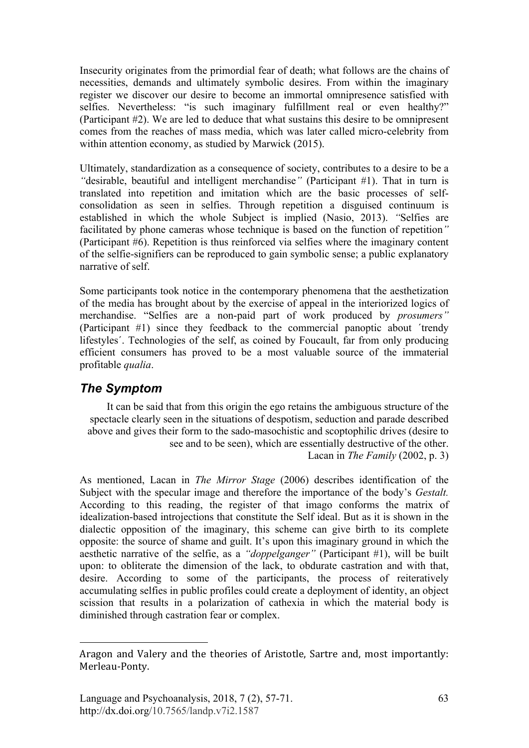Insecurity originates from the primordial fear of death; what follows are the chains of necessities, demands and ultimately symbolic desires. From within the imaginary register we discover our desire to become an immortal omnipresence satisfied with selfies. Nevertheless: "is such imaginary fulfillment real or even healthy?" (Participant #2). We are led to deduce that what sustains this desire to be omnipresent comes from the reaches of mass media, which was later called micro-celebrity from within attention economy, as studied by Marwick (2015).

Ultimately, standardization as a consequence of society, contributes to a desire to be a *"*desirable, beautiful and intelligent merchandise*"* (Participant #1). That in turn is translated into repetition and imitation which are the basic processes of self-consolidation as seen in selfies. Through repetition a disguised continuum is established in which the whole Subject is implied (Nasio, 2013). *"*Selfies are facilitated by phone cameras whose technique is based on the function of repetition*"* (Participant #6). Repetition is thus reinforced via selfies where the imaginary content of the selfie-signifiers can be reproduced to gain symbolic sense; a public explanatory narrative of self.

Some participants took notice in the contemporary phenomena that the aesthetization of the media has brought about by the exercise of appeal in the interiorized logics of merchandise. "Selfies are a non-paid part of work produced by *prosumers"* (Participant #1) since they feedback to the commercial panoptic about ´trendy lifestyles´. Technologies of the self, as coined by Foucault, far from only producing efficient consumers has proved to be a most valuable source of the immaterial profitable *qualia*.

## *The Symptom*

> It can be said that from this origin the ego retains the ambiguous structure of the spectacle clearly seen in the situations of despotism, seduction and parade described above and gives their form to the sado-masochistic and scoptophilic drives (desire to see and to be seen), which are essentially destructive of the other.
>
> Lacan in *The Family* (2002, p. 3)

As mentioned, Lacan in *The Mirror Stage* (2006) describes identification of the Subject with the specular image and therefore the importance of the body's *Gestalt.* According to this reading, the register of that imago conforms the matrix of idealization-based introjections that constitute the Self ideal. But as it is shown in the dialectic opposition of the imaginary, this scheme can give birth to its complete opposite: the source of shame and guilt. It's upon this imaginary ground in which the aesthetic narrative of the selfie, as a *"doppelganger"* (Participant #1), will be built upon: to obliterate the dimension of the lack, to obdurate castration and with that, desire. According to some of the participants, the process of reiteratively accumulating selfies in public profiles could create a deployment of identity, an object scission that results in a polarization of cathexia in which the material body is diminished through castration fear or complex.

---

Aragon and Valery and the theories of Aristotle, Sartre and, most importantly: Merleau-Ponty.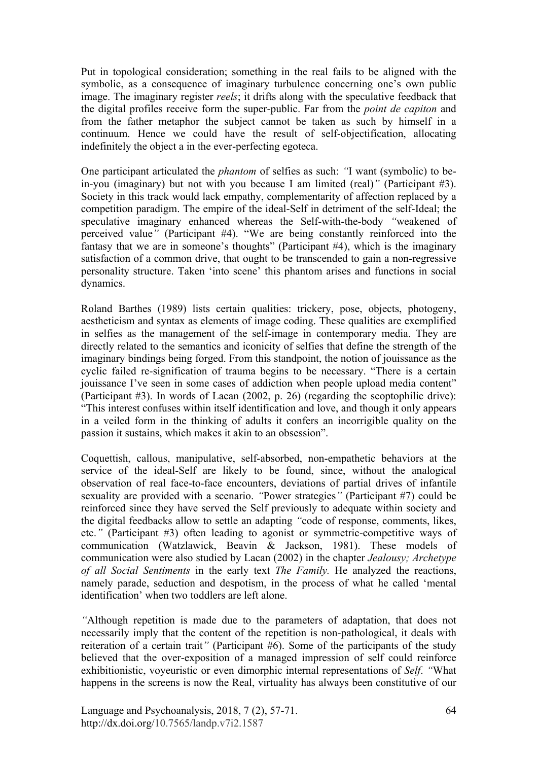Put in topological consideration; something in the real fails to be aligned with the symbolic, as a consequence of imaginary turbulence concerning one's own public image. The imaginary register *reels*; it drifts along with the speculative feedback that the digital profiles receive form the super-public. Far from the *point de capiton* and from the father metaphor the subject cannot be taken as such by himself in a continuum. Hence we could have the result of self-objectification, allocating indefinitely the object a in the ever-perfecting egoteca.

One participant articulated the *phantom* of selfies as such: *"*I want (symbolic) to be-in-you (imaginary) but not with you because I am limited (real)*"* (Participant #3). Society in this track would lack empathy, complementarity of affection replaced by a competition paradigm. The empire of the ideal-Self in detriment of the self-Ideal; the speculative imaginary enhanced whereas the Self-with-the-body *"*weakened of perceived value*"* (Participant #4). "We are being constantly reinforced into the fantasy that we are in someone's thoughts" (Participant #4), which is the imaginary satisfaction of a common drive, that ought to be transcended to gain a non-regressive personality structure. Taken 'into scene' this phantom arises and functions in social dynamics.

Roland Barthes (1989) lists certain qualities: trickery, pose, objects, photogeny, aestheticism and syntax as elements of image coding. These qualities are exemplified in selfies as the management of the self-image in contemporary media. They are directly related to the semantics and iconicity of selfies that define the strength of the imaginary bindings being forged. From this standpoint, the notion of jouissance as the cyclic failed re-signification of trauma begins to be necessary. "There is a certain jouissance I've seen in some cases of addiction when people upload media content" (Participant #3). In words of Lacan (2002, p. 26) (regarding the scoptophilic drive): "This interest confuses within itself identification and love, and though it only appears in a veiled form in the thinking of adults it confers an incorrigible quality on the passion it sustains, which makes it akin to an obsession".

Coquettish, callous, manipulative, self-absorbed, non-empathetic behaviors at the service of the ideal-Self are likely to be found, since, without the analogical observation of real face-to-face encounters, deviations of partial drives of infantile sexuality are provided with a scenario. *"*Power strategies*"* (Participant #7) could be reinforced since they have served the Self previously to adequate within society and the digital feedbacks allow to settle an adapting *"*code of response, comments, likes, etc.*"* (Participant #3) often leading to agonist or symmetric-competitive ways of communication (Watzlawick, Beavin & Jackson, 1981). These models of communication were also studied by Lacan (2002) in the chapter *Jealousy; Archetype of all Social Sentiments* in the early text *The Family.* He analyzed the reactions, namely parade, seduction and despotism, in the process of what he called 'mental identification' when two toddlers are left alone.

*"*Although repetition is made due to the parameters of adaptation, that does not necessarily imply that the content of the repetition is non-pathological, it deals with reiteration of a certain trait*"* (Participant #6). Some of the participants of the study believed that the over-exposition of a managed impression of self could reinforce exhibitionistic, voyeuristic or even dimorphic internal representations of *Self*. *"*What happens in the screens is now the Real, virtuality has always been constitutive of our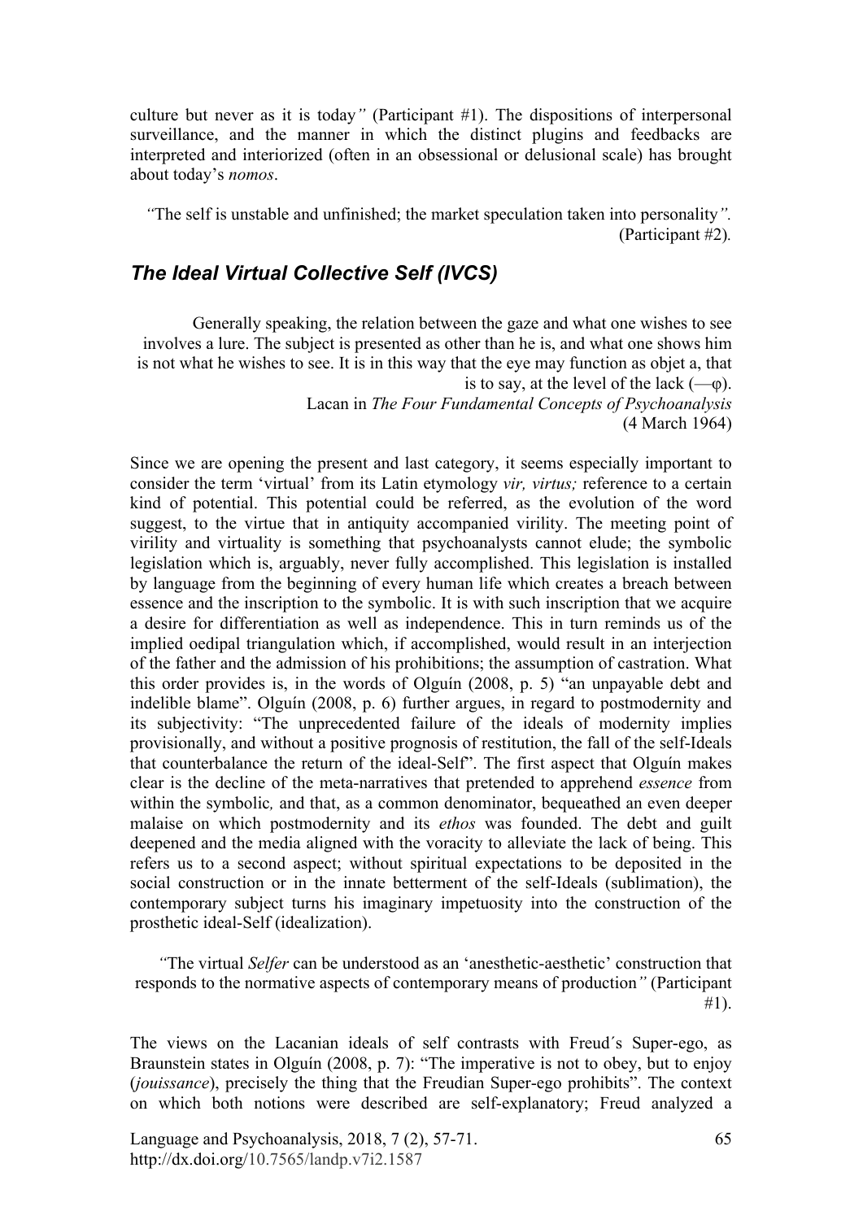culture but never as it is today*"* (Participant #1). The dispositions of interpersonal surveillance, and the manner in which the distinct plugins and feedbacks are interpreted and interiorized (often in an obsessional or delusional scale) has brought about today's *nomos*.

> *"*The self is unstable and unfinished; the market speculation taken into personality*"*. (Participant #2).

## The Ideal Virtual Collective Self (IVCS)

> Generally speaking, the relation between the gaze and what one wishes to see involves a lure. The subject is presented as other than he is, and what one shows him is not what he wishes to see. It is in this way that the eye may function as objet a, that is to say, at the level of the lack (—φ).
>
> Lacan in *The Four Fundamental Concepts of Psychoanalysis* (4 March 1964)

Since we are opening the present and last category, it seems especially important to consider the term 'virtual' from its Latin etymology *vir, virtus;* reference to a certain kind of potential. This potential could be referred, as the evolution of the word suggest, to the virtue that in antiquity accompanied virility. The meeting point of virility and virtuality is something that psychoanalysts cannot elude; the symbolic legislation which is, arguably, never fully accomplished. This legislation is installed by language from the beginning of every human life which creates a breach between essence and the inscription to the symbolic. It is with such inscription that we acquire a desire for differentiation as well as independence. This in turn reminds us of the implied oedipal triangulation which, if accomplished, would result in an interjection of the father and the admission of his prohibitions; the assumption of castration. What this order provides is, in the words of Olguín (2008, p. 5) "an unpayable debt and indelible blame". Olguín (2008, p. 6) further argues, in regard to postmodernity and its subjectivity: "The unprecedented failure of the ideals of modernity implies provisionally, and without a positive prognosis of restitution, the fall of the self-Ideals that counterbalance the return of the ideal-Self". The first aspect that Olguín makes clear is the decline of the meta-narratives that pretended to apprehend *essence* from within the symbolic*,* and that, as a common denominator, bequeathed an even deeper malaise on which postmodernity and its *ethos* was founded. The debt and guilt deepened and the media aligned with the voracity to alleviate the lack of being. This refers us to a second aspect; without spiritual expectations to be deposited in the social construction or in the innate betterment of the self-Ideals (sublimation), the contemporary subject turns his imaginary impetuosity into the construction of the prosthetic ideal-Self (idealization).

> *"*The virtual *Selfer* can be understood as an 'anesthetic-aesthetic' construction that responds to the normative aspects of contemporary means of production*"* (Participant #1).

The views on the Lacanian ideals of self contrasts with Freud´s Super-ego, as Braunstein states in Olguín (2008, p. 7): "The imperative is not to obey, but to enjoy (*jouissance*), precisely the thing that the Freudian Super-ego prohibits". The context on which both notions were described are self-explanatory; Freud analyzed a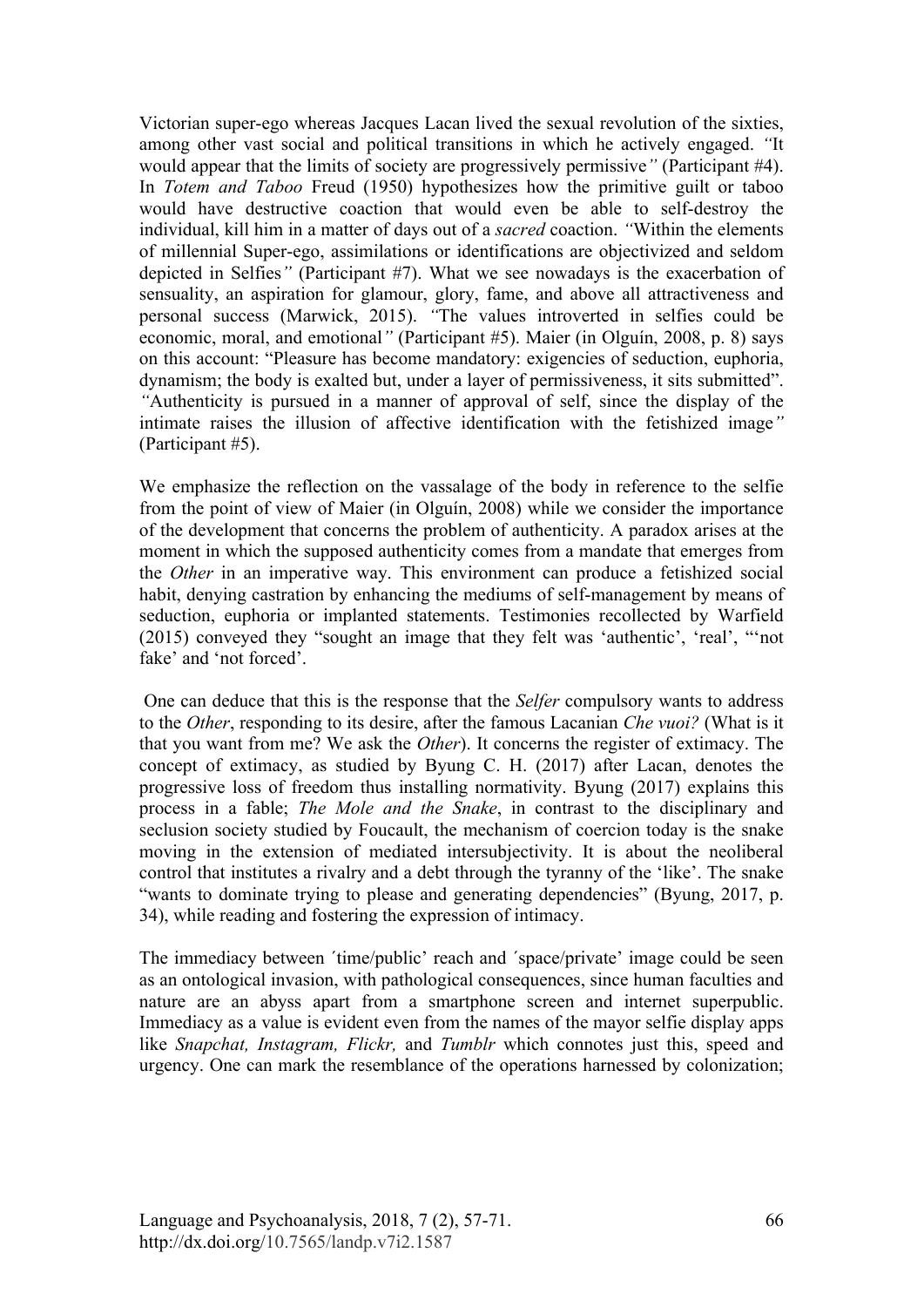Victorian super-ego whereas Jacques Lacan lived the sexual revolution of the sixties, among other vast social and political transitions in which he actively engaged. *"*It would appear that the limits of society are progressively permissive*"* (Participant #4). In *Totem and Taboo* Freud (1950) hypothesizes how the primitive guilt or taboo would have destructive coaction that would even be able to self-destroy the individual, kill him in a matter of days out of a *sacred* coaction. *"*Within the elements of millennial Super-ego, assimilations or identifications are objectivized and seldom depicted in Selfies*"* (Participant #7). What we see nowadays is the exacerbation of sensuality, an aspiration for glamour, glory, fame, and above all attractiveness and personal success (Marwick, 2015). *"*The values introverted in selfies could be economic, moral, and emotional*"* (Participant #5). Maier (in Olguín, 2008, p. 8) says on this account: "Pleasure has become mandatory: exigencies of seduction, euphoria, dynamism; the body is exalted but, under a layer of permissiveness, it sits submitted". *"*Authenticity is pursued in a manner of approval of self, since the display of the intimate raises the illusion of affective identification with the fetishized image*"* (Participant #5).

We emphasize the reflection on the vassalage of the body in reference to the selfie from the point of view of Maier (in Olguín, 2008) while we consider the importance of the development that concerns the problem of authenticity. A paradox arises at the moment in which the supposed authenticity comes from a mandate that emerges from the *Other* in an imperative way. This environment can produce a fetishized social habit, denying castration by enhancing the mediums of self-management by means of seduction, euphoria or implanted statements. Testimonies recollected by Warfield (2015) conveyed they "sought an image that they felt was 'authentic', 'real', "'not fake' and 'not forced'.

One can deduce that this is the response that the *Selfer* compulsory wants to address to the *Other*, responding to its desire, after the famous Lacanian *Che vuoi?* (What is it that you want from me? We ask the *Other*). It concerns the register of extimacy. The concept of extimacy, as studied by Byung C. H. (2017) after Lacan, denotes the progressive loss of freedom thus installing normativity. Byung (2017) explains this process in a fable; *The Mole and the Snake*, in contrast to the disciplinary and seclusion society studied by Foucault, the mechanism of coercion today is the snake moving in the extension of mediated intersubjectivity. It is about the neoliberal control that institutes a rivalry and a debt through the tyranny of the 'like'. The snake "wants to dominate trying to please and generating dependencies" (Byung, 2017, p. 34), while reading and fostering the expression of intimacy.

The immediacy between ´time/public' reach and ´space/private' image could be seen as an ontological invasion, with pathological consequences, since human faculties and nature are an abyss apart from a smartphone screen and internet superpublic. Immediacy as a value is evident even from the names of the mayor selfie display apps like *Snapchat, Instagram, Flickr,* and *Tumblr* which connotes just this, speed and urgency. One can mark the resemblance of the operations harnessed by colonization;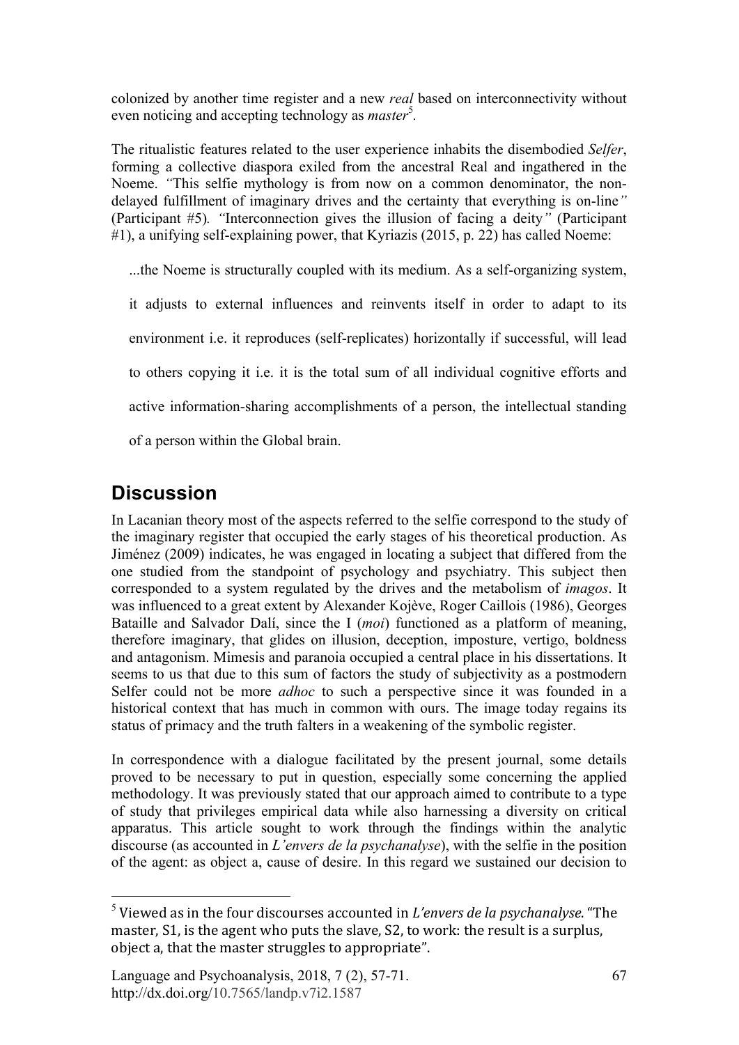colonized by another time register and a new *real* based on interconnectivity without even noticing and accepting technology as *master*[5].

The ritualistic features related to the user experience inhabits the disembodied *Selfer*, forming a collective diaspora exiled from the ancestral Real and ingathered in the Noeme. *"*This selfie mythology is from now on a common denominator, the non-delayed fulfillment of imaginary drives and the certainty that everything is on-line*"* (Participant #5)*. "*Interconnection gives the illusion of facing a deity*"* (Participant #1), a unifying self-explaining power, that Kyriazis (2015, p. 22) has called Noeme:

> ...the Noeme is structurally coupled with its medium. As a self-organizing system, it adjusts to external influences and reinvents itself in order to adapt to its environment i.e. it reproduces (self-replicates) horizontally if successful, will lead to others copying it i.e. it is the total sum of all individual cognitive efforts and active information-sharing accomplishments of a person, the intellectual standing of a person within the Global brain.

## Discussion

In Lacanian theory most of the aspects referred to the selfie correspond to the study of the imaginary register that occupied the early stages of his theoretical production. As Jiménez (2009) indicates, he was engaged in locating a subject that differed from the one studied from the standpoint of psychology and psychiatry. This subject then corresponded to a system regulated by the drives and the metabolism of *imagos*. It was influenced to a great extent by Alexander Kojève, Roger Caillois (1986), Georges Bataille and Salvador Dalí, since the I (*moi*) functioned as a platform of meaning, therefore imaginary, that glides on illusion, deception, imposture, vertigo, boldness and antagonism. Mimesis and paranoia occupied a central place in his dissertations. It seems to us that due to this sum of factors the study of subjectivity as a postmodern Selfer could not be more *adhoc* to such a perspective since it was founded in a historical context that has much in common with ours. The image today regains its status of primacy and the truth falters in a weakening of the symbolic register.

In correspondence with a dialogue facilitated by the present journal, some details proved to be necessary to put in question, especially some concerning the applied methodology. It was previously stated that our approach aimed to contribute to a type of study that privileges empirical data while also harnessing a diversity on critical apparatus. This article sought to work through the findings within the analytic discourse (as accounted in *L'envers de la psychanalyse*), with the selfie in the position of the agent: as object a, cause of desire. In this regard we sustained our decision to

---

[5] Viewed as in the four discourses accounted in *L'envers de la psychanalyse*. "The master, S1, is the agent who puts the slave, S2, to work: the result is a surplus, object a, that the master struggles to appropriate".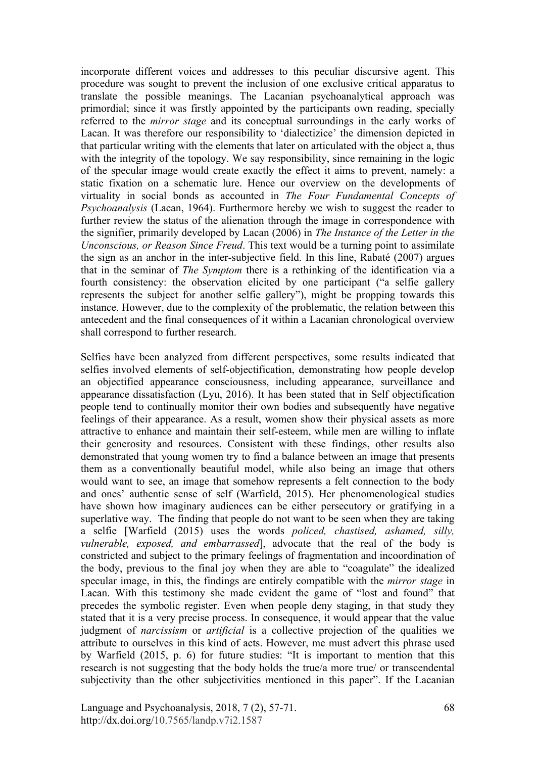incorporate different voices and addresses to this peculiar discursive agent. This procedure was sought to prevent the inclusion of one exclusive critical apparatus to translate the possible meanings. The Lacanian psychoanalytical approach was primordial; since it was firstly appointed by the participants own reading, specially referred to the *mirror stage* and its conceptual surroundings in the early works of Lacan. It was therefore our responsibility to 'dialectizice' the dimension depicted in that particular writing with the elements that later on articulated with the object a, thus with the integrity of the topology. We say responsibility, since remaining in the logic of the specular image would create exactly the effect it aims to prevent, namely: a static fixation on a schematic lure. Hence our overview on the developments of virtuality in social bonds as accounted in *The Four Fundamental Concepts of Psychoanalysis* (Lacan, 1964). Furthermore hereby we wish to suggest the reader to further review the status of the alienation through the image in correspondence with the signifier, primarily developed by Lacan (2006) in *The Instance of the Letter in the Unconscious, or Reason Since Freud*. This text would be a turning point to assimilate the sign as an anchor in the inter-subjective field. In this line, Rabaté (2007) argues that in the seminar of *The Symptom* there is a rethinking of the identification via a fourth consistency: the observation elicited by one participant ("a selfie gallery represents the subject for another selfie gallery"), might be propping towards this instance. However, due to the complexity of the problematic, the relation between this antecedent and the final consequences of it within a Lacanian chronological overview shall correspond to further research.

Selfies have been analyzed from different perspectives, some results indicated that selfies involved elements of self-objectification, demonstrating how people develop an objectified appearance consciousness, including appearance, surveillance and appearance dissatisfaction (Lyu, 2016). It has been stated that in Self objectification people tend to continually monitor their own bodies and subsequently have negative feelings of their appearance. As a result, women show their physical assets as more attractive to enhance and maintain their self-esteem, while men are willing to inflate their generosity and resources. Consistent with these findings, other results also demonstrated that young women try to find a balance between an image that presents them as a conventionally beautiful model, while also being an image that others would want to see, an image that somehow represents a felt connection to the body and ones' authentic sense of self (Warfield, 2015). Her phenomenological studies have shown how imaginary audiences can be either persecutory or gratifying in a superlative way. The finding that people do not want to be seen when they are taking a selfie [Warfield (2015) uses the words *policed, chastised, ashamed, silly, vulnerable, exposed, and embarrassed*], advocate that the real of the body is constricted and subject to the primary feelings of fragmentation and incoordination of the body, previous to the final joy when they are able to "coagulate" the idealized specular image, in this, the findings are entirely compatible with the *mirror stage* in Lacan. With this testimony she made evident the game of "lost and found" that precedes the symbolic register. Even when people deny staging, in that study they stated that it is a very precise process. In consequence, it would appear that the value judgment of *narcissism* or *artificial* is a collective projection of the qualities we attribute to ourselves in this kind of acts. However, me must advert this phrase used by Warfield (2015, p. 6) for future studies: "It is important to mention that this research is not suggesting that the body holds the true/a more true/ or transcendental subjectivity than the other subjectivities mentioned in this paper". If the Lacanian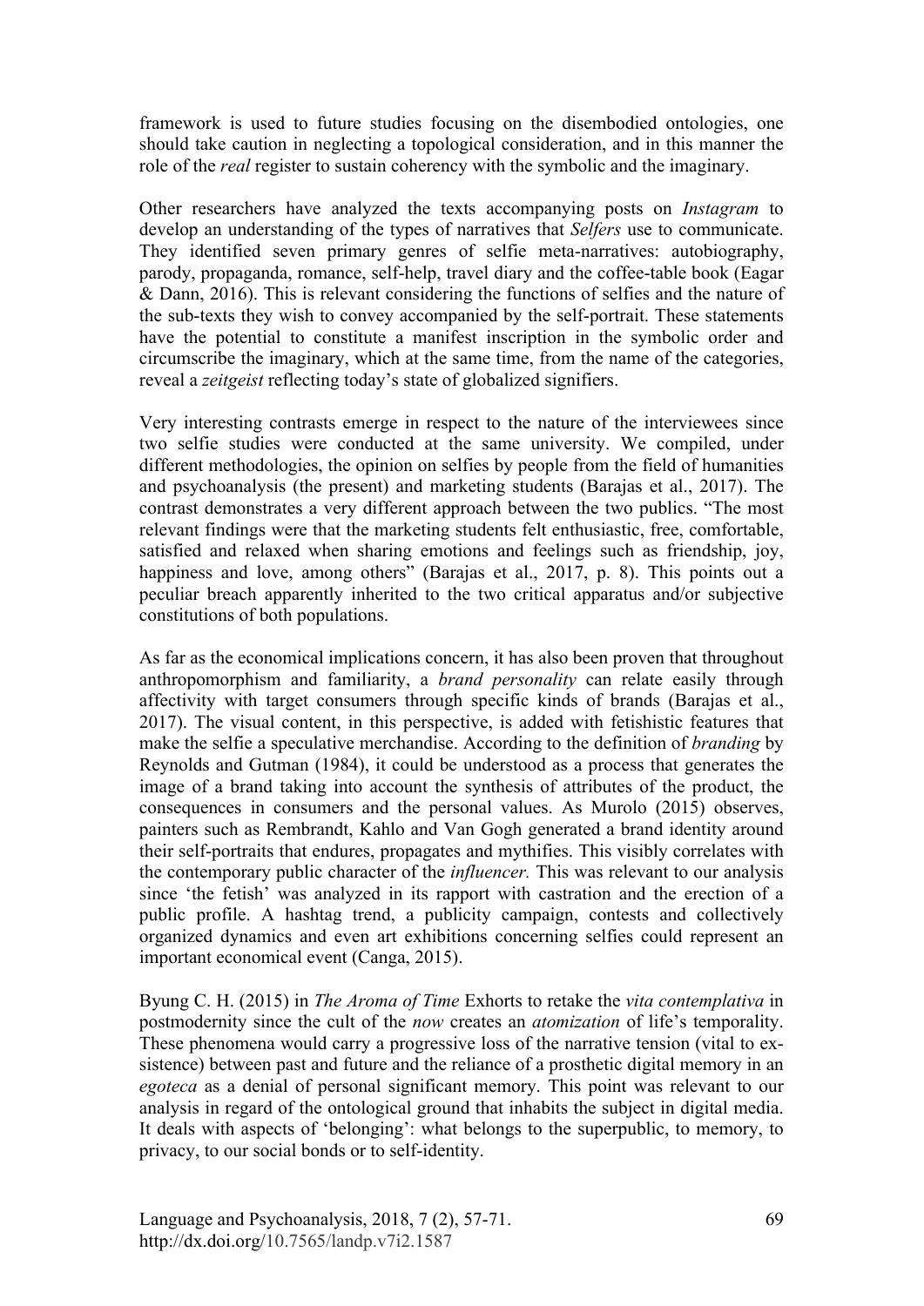framework is used to future studies focusing on the disembodied ontologies, one should take caution in neglecting a topological consideration, and in this manner the role of the *real* register to sustain coherency with the symbolic and the imaginary.

Other researchers have analyzed the texts accompanying posts on *Instagram* to develop an understanding of the types of narratives that *Selfers* use to communicate. They identified seven primary genres of selfie meta-narratives: autobiography, parody, propaganda, romance, self-help, travel diary and the coffee-table book (Eagar & Dann, 2016). This is relevant considering the functions of selfies and the nature of the sub-texts they wish to convey accompanied by the self-portrait. These statements have the potential to constitute a manifest inscription in the symbolic order and circumscribe the imaginary, which at the same time, from the name of the categories, reveal a *zeitgeist* reflecting today's state of globalized signifiers.

Very interesting contrasts emerge in respect to the nature of the interviewees since two selfie studies were conducted at the same university. We compiled, under different methodologies, the opinion on selfies by people from the field of humanities and psychoanalysis (the present) and marketing students (Barajas et al., 2017). The contrast demonstrates a very different approach between the two publics. "The most relevant findings were that the marketing students felt enthusiastic, free, comfortable, satisfied and relaxed when sharing emotions and feelings such as friendship, joy, happiness and love, among others" (Barajas et al., 2017, p. 8). This points out a peculiar breach apparently inherited to the two critical apparatus and/or subjective constitutions of both populations.

As far as the economical implications concern, it has also been proven that throughout anthropomorphism and familiarity, a *brand personality* can relate easily through affectivity with target consumers through specific kinds of brands (Barajas et al., 2017). The visual content, in this perspective, is added with fetishistic features that make the selfie a speculative merchandise. According to the definition of *branding* by Reynolds and Gutman (1984), it could be understood as a process that generates the image of a brand taking into account the synthesis of attributes of the product, the consequences in consumers and the personal values. As Murolo (2015) observes, painters such as Rembrandt, Kahlo and Van Gogh generated a brand identity around their self-portraits that endures, propagates and mythifies. This visibly correlates with the contemporary public character of the *influencer.* This was relevant to our analysis since 'the fetish' was analyzed in its rapport with castration and the erection of a public profile. A hashtag trend, a publicity campaign, contests and collectively organized dynamics and even art exhibitions concerning selfies could represent an important economical event (Canga, 2015).

Byung C. H. (2015) in *The Aroma of Time* Exhorts to retake the *vita contemplativa* in postmodernity since the cult of the *now* creates an *atomization* of life's temporality. These phenomena would carry a progressive loss of the narrative tension (vital to ex-sistence) between past and future and the reliance of a prosthetic digital memory in an *egoteca* as a denial of personal significant memory. This point was relevant to our analysis in regard of the ontological ground that inhabits the subject in digital media. It deals with aspects of 'belonging': what belongs to the superpublic, to memory, to privacy, to our social bonds or to self-identity.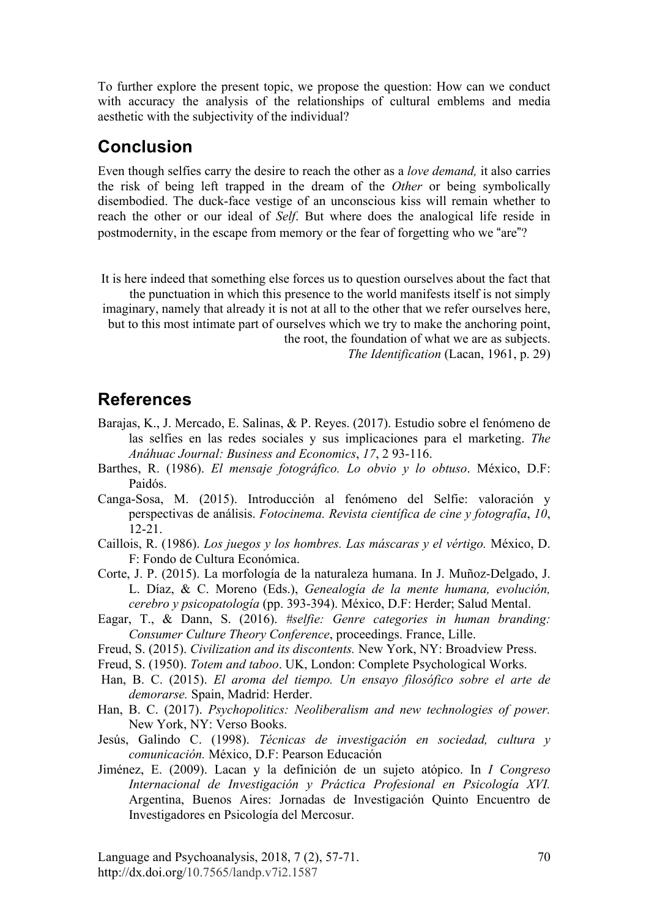To further explore the present topic, we propose the question: How can we conduct with accuracy the analysis of the relationships of cultural emblems and media aesthetic with the subjectivity of the individual?

## Conclusion

Even though selfies carry the desire to reach the other as a *love demand,* it also carries the risk of being left trapped in the dream of the *Other* or being symbolically disembodied. The duck-face vestige of an unconscious kiss will remain whether to reach the other or our ideal of *Self*. But where does the analogical life reside in postmodernity, in the escape from memory or the fear of forgetting who we "are"?

> It is here indeed that something else forces us to question ourselves about the fact that the punctuation in which this presence to the world manifests itself is not simply imaginary, namely that already it is not at all to the other that we refer ourselves here, but to this most intimate part of ourselves which we try to make the anchoring point, the root, the foundation of what we are as subjects.
>
> *The Identification* (Lacan, 1961, p. 29)

## References

Barajas, K., J. Mercado, E. Salinas, & P. Reyes. (2017). Estudio sobre el fenómeno de las selfies en las redes sociales y sus implicaciones para el marketing. *The Anáhuac Journal: Business and Economics*, *17*, 2 93-116.

Barthes, R. (1986). *El mensaje fotográfico. Lo obvio y lo obtuso*. México, D.F: Paidós.

Canga-Sosa, M. (2015). Introducción al fenómeno del Selfie: valoración y perspectivas de análisis. *Fotocinema. Revista científica de cine y fotografía*, *10*, 12-21.

Caillois, R. (1986). *Los juegos y los hombres. Las máscaras y el vértigo.* México, D. F: Fondo de Cultura Económica.

Corte, J. P. (2015). La morfología de la naturaleza humana. In J. Muñoz-Delgado, J. L. Díaz, & C. Moreno (Eds.), *Genealogía de la mente humana, evolución, cerebro y psicopatología* (pp. 393-394). México, D.F: Herder; Salud Mental.

Eagar, T., & Dann, S. (2016). *#selfie: Genre categories in human branding: Consumer Culture Theory Conference*, proceedings. France, Lille.

Freud, S. (2015). *Civilization and its discontents.* New York, NY: Broadview Press.

Freud, S. (1950). *Totem and taboo*. UK, London: Complete Psychological Works.

Han, B. C. (2015). *El aroma del tiempo. Un ensayo filosófico sobre el arte de demorarse.* Spain, Madrid: Herder.

Han, B. C. (2017). *Psychopolitics: Neoliberalism and new technologies of power.* New York, NY: Verso Books.

Jesús, Galindo C. (1998). *Técnicas de investigación en sociedad, cultura y comunicación.* México, D.F: Pearson Educación

Jiménez, E. (2009). Lacan y la definición de un sujeto atópico. In *I Congreso Internacional de Investigación y Práctica Profesional en Psicología XVI.* Argentina, Buenos Aires: Jornadas de Investigación Quinto Encuentro de Investigadores en Psicología del Mercosur.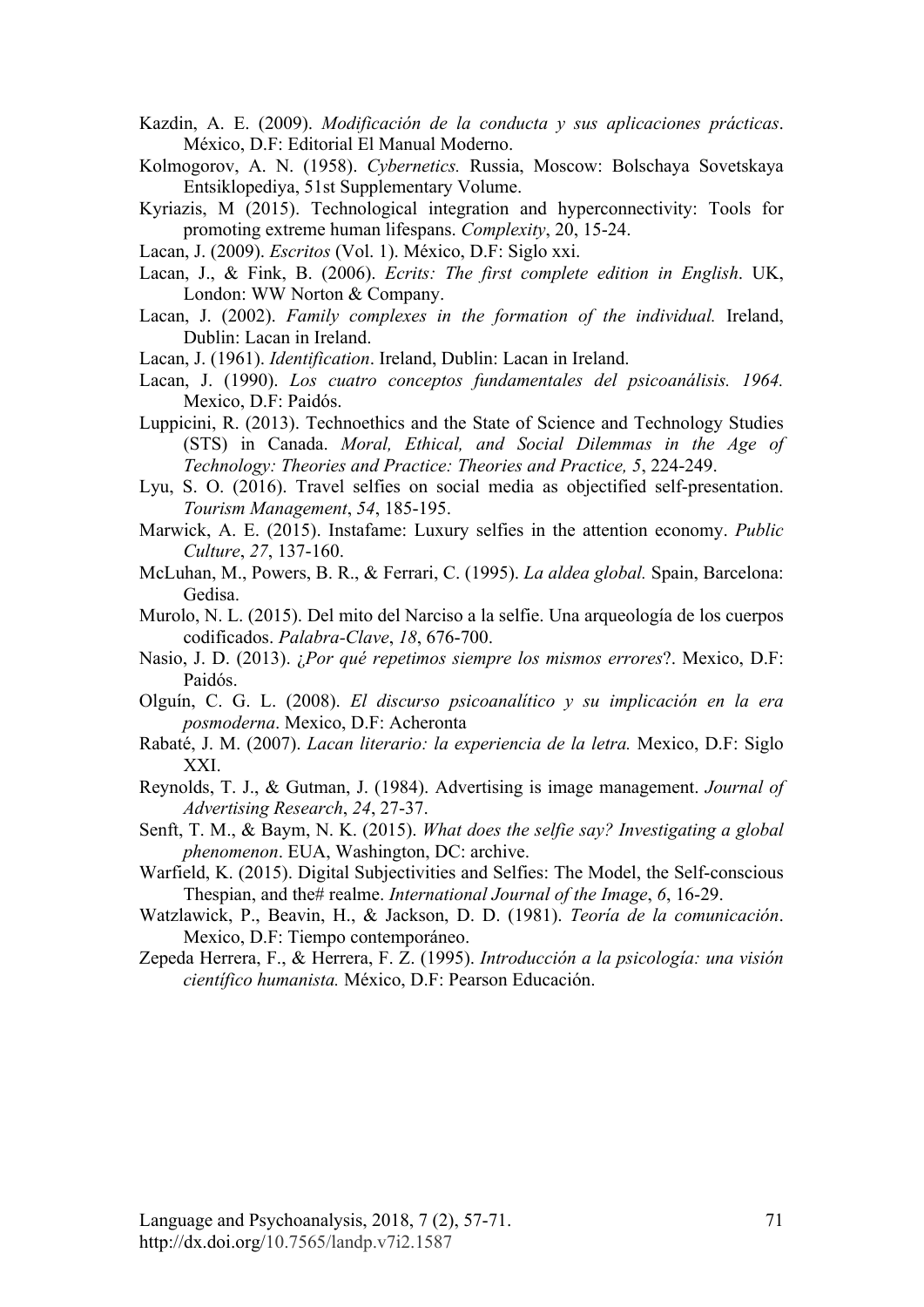Kazdin, A. E. (2009). *Modificación de la conducta y sus aplicaciones prácticas*. México, D.F: Editorial El Manual Moderno.

Kolmogorov, A. N. (1958). *Cybernetics.* Russia, Moscow: Bolschaya Sovetskaya Entsiklopediya, 51st Supplementary Volume.

Kyriazis, M (2015). Technological integration and hyperconnectivity: Tools for promoting extreme human lifespans. *Complexity*, 20, 15-24.

Lacan, J. (2009). *Escritos* (Vol. 1). México, D.F: Siglo xxi.

Lacan, J., & Fink, B. (2006). *Ecrits: The first complete edition in English*. UK, London: WW Norton & Company.

Lacan, J. (2002). *Family complexes in the formation of the individual.* Ireland, Dublin: Lacan in Ireland.

Lacan, J. (1961). *Identification*. Ireland, Dublin: Lacan in Ireland.

Lacan, J. (1990). *Los cuatro conceptos fundamentales del psicoanálisis. 1964.* Mexico, D.F: Paidós.

Luppicini, R. (2013). Technoethics and the State of Science and Technology Studies (STS) in Canada. *Moral, Ethical, and Social Dilemmas in the Age of Technology: Theories and Practice: Theories and Practice, 5*, 224-249.

Lyu, S. O. (2016). Travel selfies on social media as objectified self-presentation. *Tourism Management*, *54*, 185-195.

Marwick, A. E. (2015). Instafame: Luxury selfies in the attention economy. *Public Culture*, *27*, 137-160.

McLuhan, M., Powers, B. R., & Ferrari, C. (1995). *La aldea global.* Spain, Barcelona: Gedisa.

Murolo, N. L. (2015). Del mito del Narciso a la selfie. Una arqueología de los cuerpos codificados. *Palabra-Clave*, *18*, 676-700.

Nasio, J. D. (2013). *¿Por qué repetimos siempre los mismos errores*?. Mexico, D.F: Paidós.

Olguín, C. G. L. (2008). *El discurso psicoanalítico y su implicación en la era posmoderna*. Mexico, D.F: Acheronta

Rabaté, J. M. (2007). *Lacan literario: la experiencia de la letra.* Mexico, D.F: Siglo XXI.

Reynolds, T. J., & Gutman, J. (1984). Advertising is image management. *Journal of Advertising Research*, *24*, 27-37.

Senft, T. M., & Baym, N. K. (2015). *What does the selfie say? Investigating a global phenomenon*. EUA, Washington, DC: archive.

Warfield, K. (2015). Digital Subjectivities and Selfies: The Model, the Self-conscious Thespian, and the# realme. *International Journal of the Image*, *6*, 16-29.

Watzlawick, P., Beavin, H., & Jackson, D. D. (1981). *Teoría de la comunicación*. Mexico, D.F: Tiempo contemporáneo.

Zepeda Herrera, F., & Herrera, F. Z. (1995). *Introducción a la psicología: una visión científico humanista.* México, D.F: Pearson Educación.